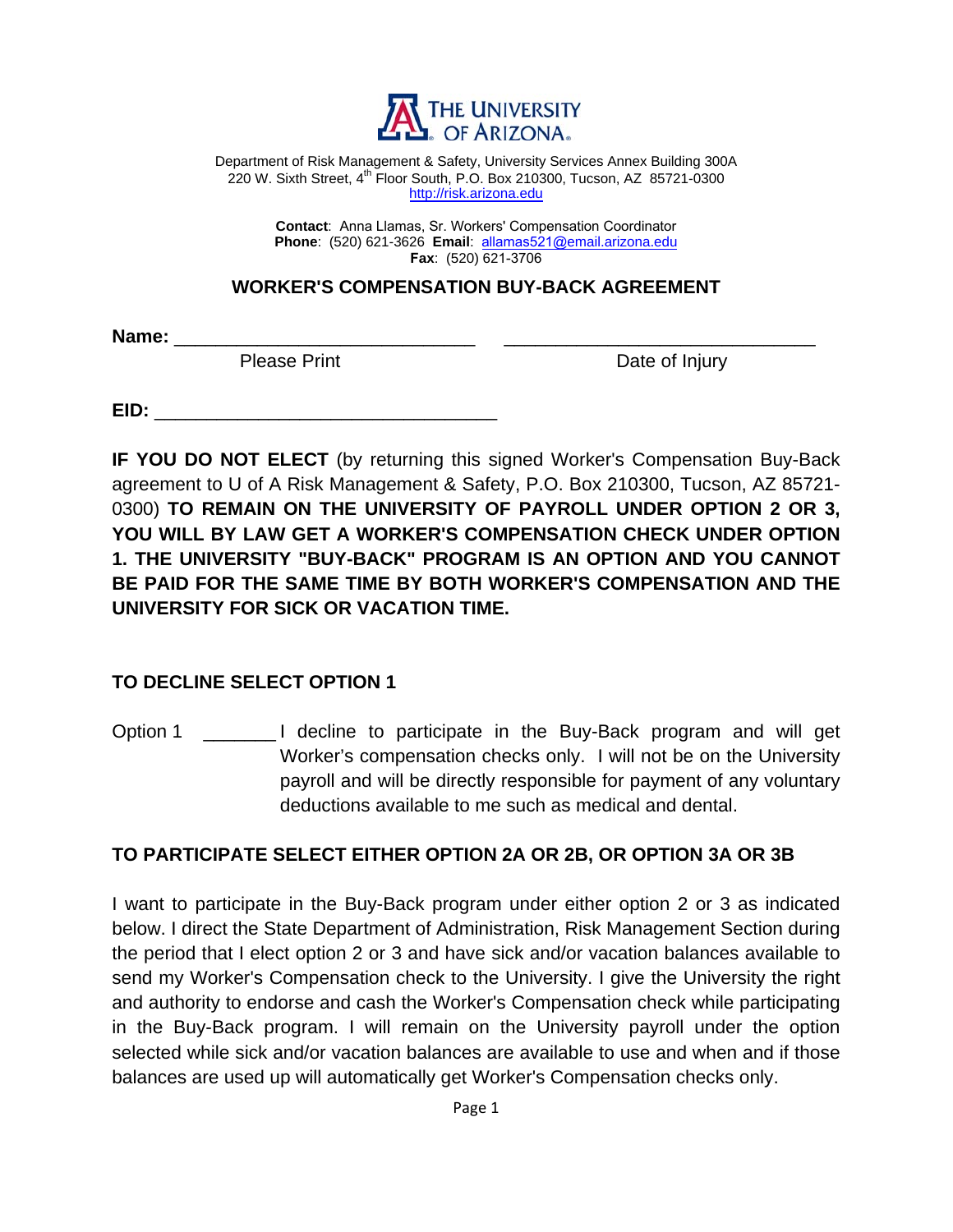THE UNIVERSITY OF ARIZONA

Department of Risk Management & Safety, University Services Annex Building 300A
220 W. Sixth Street, 4th Floor South, P.O. Box 210300, Tucson, AZ 85721-0300
http://risk.arizona.edu

**Contact**: Anna Llamas, Sr. Workers' Compensation Coordinator
**Phone**: (520) 621-3626 **Email**: allamas521@email.arizona.edu
**Fax**: (520) 621-3706

## WORKER'S COMPENSATION BUY-BACK AGREEMENT

**Name:** ______________________________ ______________________________
Please Print Date of Injury

**EID:** __________________________________

**IF YOU DO NOT ELECT** (by returning this signed Worker's Compensation Buy-Back agreement to U of A Risk Management & Safety, P.O. Box 210300, Tucson, AZ 85721-0300) **TO REMAIN ON THE UNIVERSITY OF PAYROLL UNDER OPTION 2 OR 3, YOU WILL BY LAW GET A WORKER'S COMPENSATION CHECK UNDER OPTION 1. THE UNIVERSITY "BUY-BACK" PROGRAM IS AN OPTION AND YOU CANNOT BE PAID FOR THE SAME TIME BY BOTH WORKER'S COMPENSATION AND THE UNIVERSITY FOR SICK OR VACATION TIME.**

### TO DECLINE SELECT OPTION 1

Option 1 _______ I decline to participate in the Buy-Back program and will get Worker's compensation checks only. I will not be on the University payroll and will be directly responsible for payment of any voluntary deductions available to me such as medical and dental.

### TO PARTICIPATE SELECT EITHER OPTION 2A OR 2B, OR OPTION 3A OR 3B

I want to participate in the Buy-Back program under either option 2 or 3 as indicated below. I direct the State Department of Administration, Risk Management Section during the period that I elect option 2 or 3 and have sick and/or vacation balances available to send my Worker's Compensation check to the University. I give the University the right and authority to endorse and cash the Worker's Compensation check while participating in the Buy-Back program. I will remain on the University payroll under the option selected while sick and/or vacation balances are available to use and when and if those balances are used up will automatically get Worker's Compensation checks only.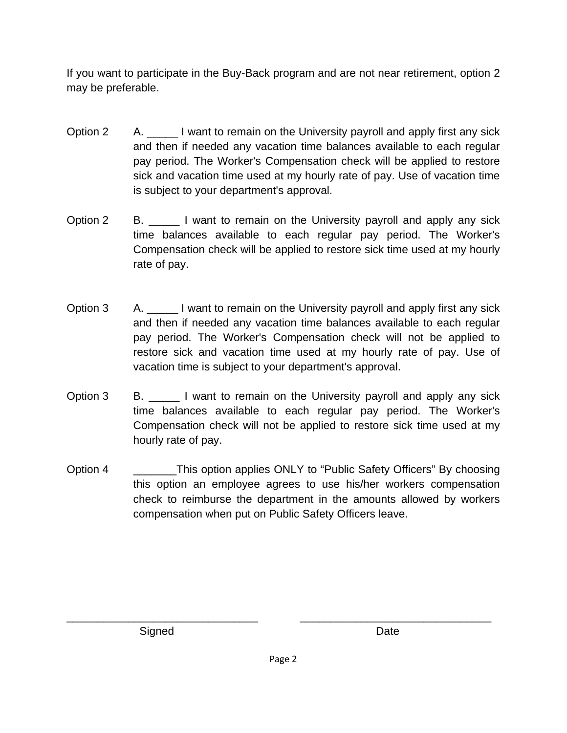If you want to participate in the Buy-Back program and are not near retirement, option 2 may be preferable.

Option 2 A. _____ I want to remain on the University payroll and apply first any sick and then if needed any vacation time balances available to each regular pay period. The Worker's Compensation check will be applied to restore sick and vacation time used at my hourly rate of pay. Use of vacation time is subject to your department's approval.

Option 2 B. _____ I want to remain on the University payroll and apply any sick time balances available to each regular pay period. The Worker's Compensation check will be applied to restore sick time used at my hourly rate of pay.

Option 3 A. _____ I want to remain on the University payroll and apply first any sick and then if needed any vacation time balances available to each regular pay period. The Worker's Compensation check will not be applied to restore sick and vacation time used at my hourly rate of pay. Use of vacation time is subject to your department's approval.

Option 3 B. _____ I want to remain on the University payroll and apply any sick time balances available to each regular pay period. The Worker's Compensation check will not be applied to restore sick time used at my hourly rate of pay.

Option 4 _______This option applies ONLY to "Public Safety Officers" By choosing this option an employee agrees to use his/her workers compensation check to reimburse the department in the amounts allowed by workers compensation when put on Public Safety Officers leave.

_______________________________ _______________________________

Signed Date